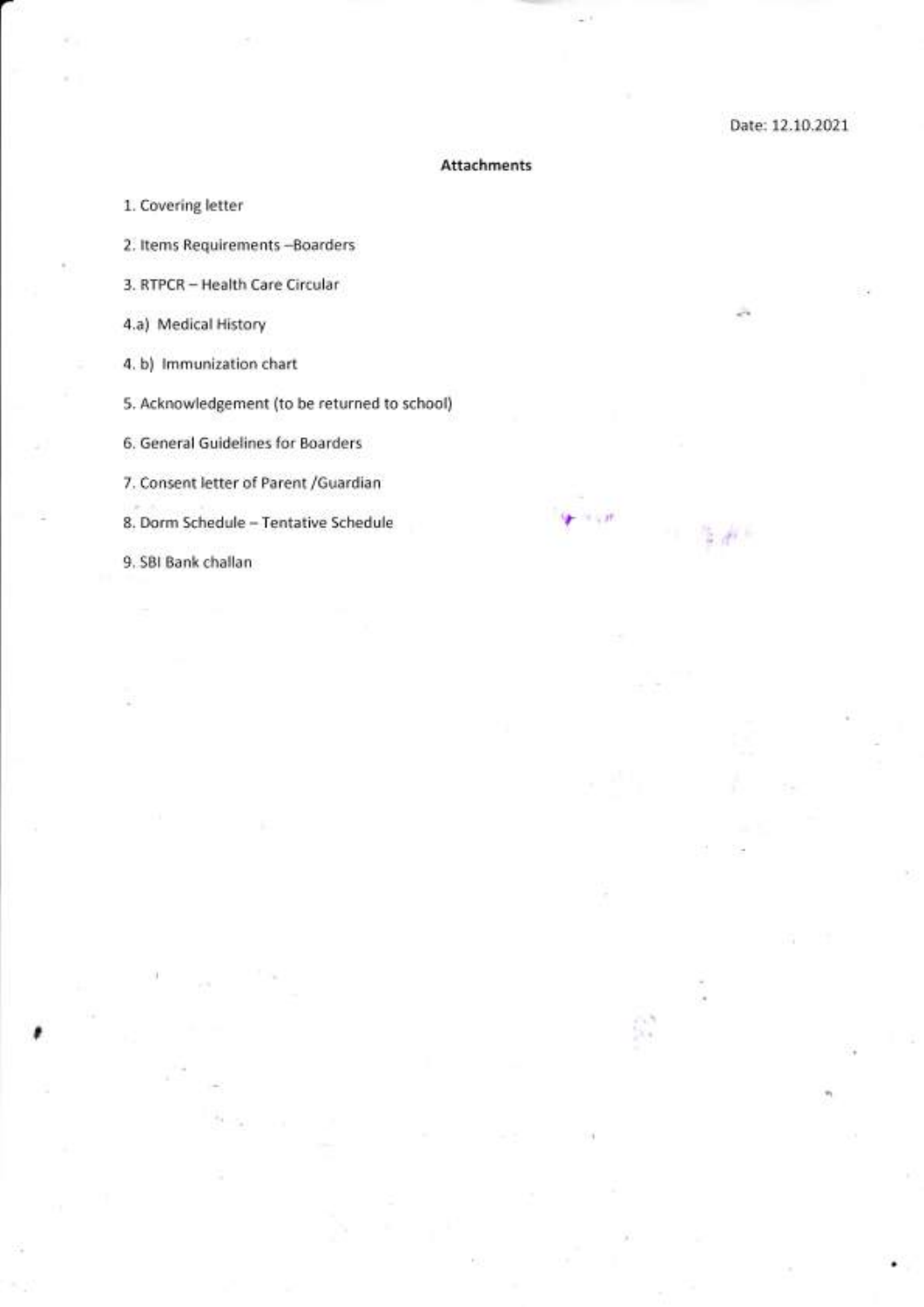Date: 12.10.2021

## Attachments

1. Covering letter
2. Items Requirements –Boarders
3. RTPCR – Health Care Circular
4. a) Medical History
4. b) Immunization chart
5. Acknowledgement (to be returned to school)
6. General Guidelines for Boarders
7. Consent letter of Parent /Guardian
8. Dorm Schedule – Tentative Schedule
9. SBI Bank challan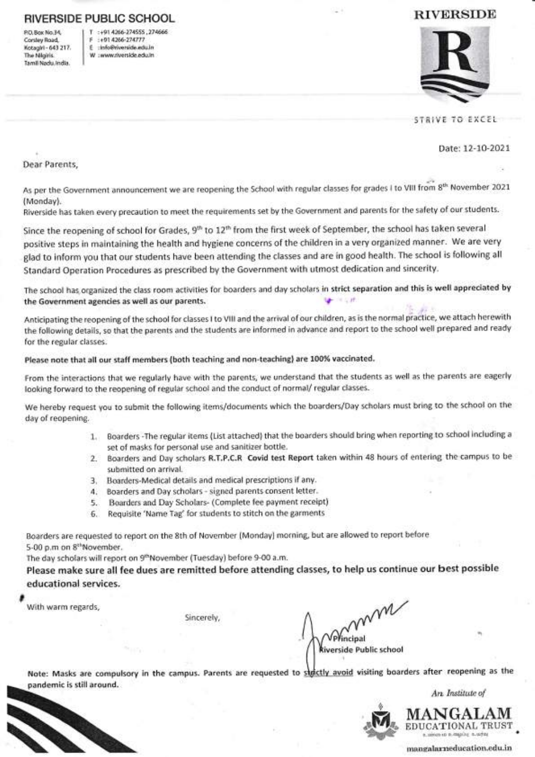# RIVERSIDE PUBLIC SCHOOL

P.O.Box No.34,
Corsley Road,
Kotagiri - 643 217.
The Nilgiris.
Tamil Nadu, India.

T : +91 4266-274555, 274666
F : +91 4266-274777
E : info@riverside.edu.in
W : www.riverside.edu.in

**RIVERSIDE**

STRIVE TO EXCEL

Date: 12-10-2021

Dear Parents,

As per the Government announcement we are reopening the School with regular classes for grades I to VIII from 8th November 2021 (Monday).
Riverside has taken every precaution to meet the requirements set by the Government and parents for the safety of our students.

Since the reopening of school for Grades, 9th to 12th from the first week of September, the school has taken several positive steps in maintaining the health and hygiene concerns of the children in a very organized manner. We are very glad to inform you that our students have been attending the classes and are in good health. The school is following all Standard Operation Procedures as prescribed by the Government with utmost dedication and sincerity.

The school has organized the class room activities for boarders and day scholars **in strict separation and this is well appreciated by the Government agencies as well as our parents.**

Anticipating the reopening of the school for classes I to VIII and the arrival of our children, as is the normal practice, we attach herewith the following details, so that the parents and the students are informed in advance and report to the school well prepared and ready for the regular classes.

**Please note that all our staff members (both teaching and non-teaching) are 100% vaccinated.**

From the interactions that we regularly have with the parents, we understand that the students as well as the parents are eagerly looking forward to the reopening of regular school and the conduct of normal/ regular classes.

We hereby request you to submit the following items/documents which the boarders/Day scholars must bring to the school on the day of reopening.

1. Boarders -The regular items (List attached) that the boarders should bring when reporting to school including a set of masks for personal use and sanitizer bottle.
2. Boarders and Day scholars **R.T.P.C.R Covid test Report** taken within 48 hours of entering the campus to be submitted on arrival.
3. Boarders-Medical details and medical prescriptions if any.
4. Boarders and Day scholars - signed parents consent letter.
5. Boarders and Day Scholars- (Complete fee payment receipt)
6. Requisite 'Name Tag' for students to stitch on the garments

Boarders are requested to report on the 8th of November (Monday) morning, but are allowed to report before 5-00 p.m on 8th November.
The day scholars will report on 9th November (Tuesday) before 9-00 a.m.

**Please make sure all fee dues are remitted before attending classes, to help us continue our best possible educational services.**

With warm regards,

Sincerely,

Principal
Riverside Public school

Note: Masks are compulsory in the campus. Parents are requested to strictly avoid visiting boarders after reopening as the pandemic is still around.

*An Institute of*

**MANGALAM EDUCATIONAL TRUST**

mangalameducation.edu.in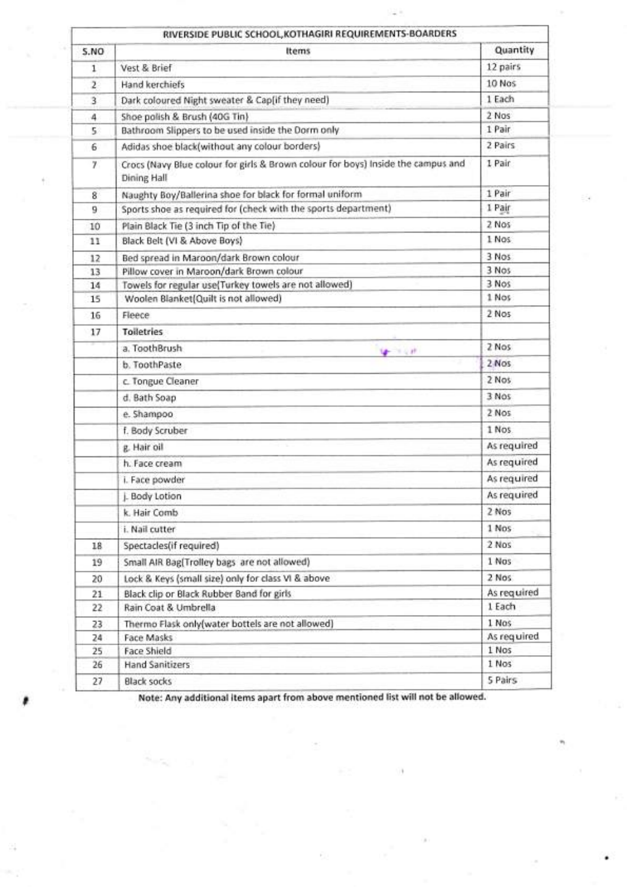| RIVERSIDE PUBLIC SCHOOL,KOTHAGIRI REQUIREMENTS-BOARDERS | | |
|---|---|---|
| S.NO | Items | Quantity |
| 1 | Vest & Brief | 12 pairs |
| 2 | Hand kerchiefs | 10 Nos |
| 3 | Dark coloured Night sweater & Cap(if they need) | 1 Each |
| 4 | Shoe polish & Brush (40G Tin) | 2 Nos |
| 5 | Bathroom Slippers to be used inside the Dorm only | 1 Pair |
| 6 | Adidas shoe black(without any colour borders) | 2 Pairs |
| 7 | Crocs (Navy Blue colour for girls & Brown colour for boys) Inside the campus and Dining Hall | 1 Pair |
| 8 | Naughty Boy/Ballerina shoe for black for formal uniform | 1 Pair |
| 9 | Sports shoe as required for (check with the sports department) | 1 Pair |
| 10 | Plain Black Tie (3 inch Tip of the Tie) | 2 Nos |
| 11 | Black Belt (VI & Above Boys) | 1 Nos |
| 12 | Bed spread in Maroon/dark Brown colour | 3 Nos |
| 13 | Pillow cover in Maroon/dark Brown colour | 3 Nos |
| 14 | Towels for regular use(Turkey towels are not allowed) | 3 Nos |
| 15 | Woolen Blanket(Quilt is not allowed) | 1 Nos |
| 16 | Fleece | 2 Nos |
| 17 | **Toiletries** | |
| | a. ToothBrush | 2 Nos |
| | b. ToothPaste | 2 Nos |
| | c. Tongue Cleaner | 2 Nos |
| | d. Bath Soap | 3 Nos |
| | e. Shampoo | 2 Nos |
| | f. Body Scruber | 1 Nos |
| | g. Hair oil | As required |
| | h. Face cream | As required |
| | i. Face powder | As required |
| | j. Body Lotion | As required |
| | k. Hair Comb | 2 Nos |
| | i. Nail cutter | 1 Nos |
| 18 | Spectacles(if required) | 2 Nos |
| 19 | Small AIR Bag(Trolley bags are not allowed) | 1 Nos |
| 20 | Lock & Keys (small size) only for class VI & above | 2 Nos |
| 21 | Black clip or Black Rubber Band for girls | As required |
| 22 | Rain Coat & Umbrella | 1 Each |
| 23 | Thermo Flask only(water bottels are not allowed) | 1 Nos |
| 24 | Face Masks | As required |
| 25 | Face Shield | 1 Nos |
| 26 | Hand Sanitizers | 1 Nos |
| 27 | Black socks | 5 Pairs |

**Note: Any additional items apart from above mentioned list will not be allowed.**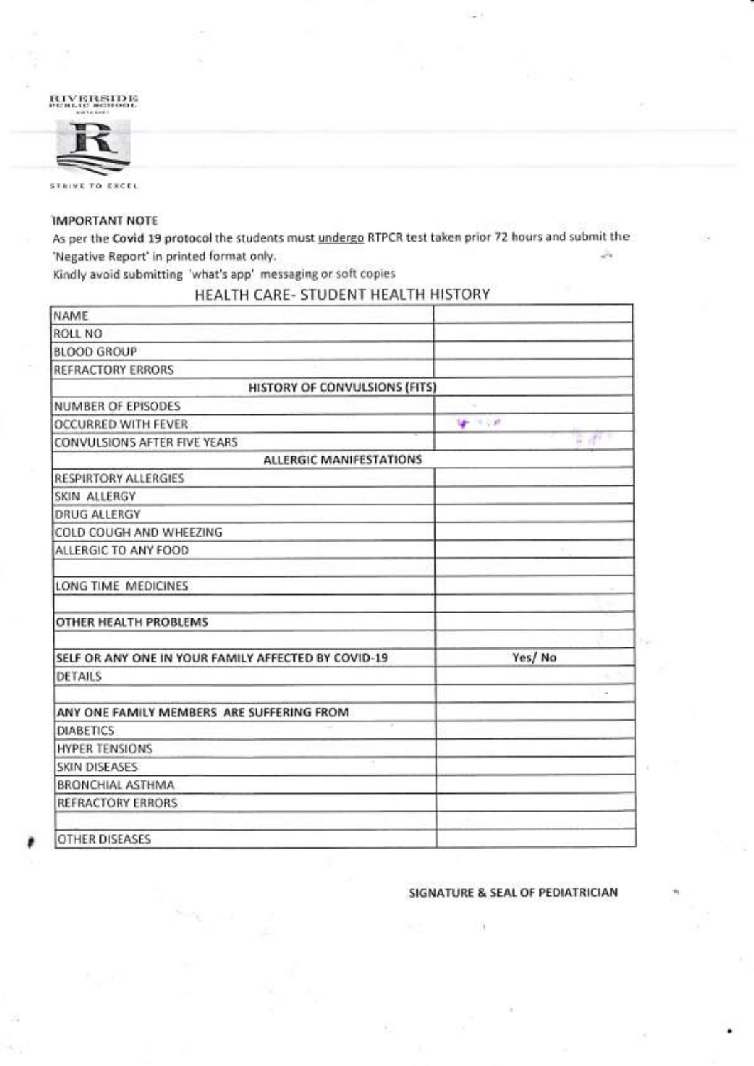RIVERSIDE PUBLIC SCHOOL

STRIVE TO EXCEL

**IMPORTANT NOTE**

As per the **Covid 19 protocol** the students must undergo RTPCR test taken prior 72 hours and submit the 'Negative Report' in printed format only.
Kindly avoid submitting 'what's app' messaging or soft copies

## HEALTH CARE- STUDENT HEALTH HISTORY

| | |
|---|---|
| NAME | |
| ROLL NO | |
| BLOOD GROUP | |
| REFRACTORY ERRORS | |
| **HISTORY OF CONVULSIONS (FITS)** | |
| NUMBER OF EPISODES | |
| OCCURRED WITH FEVER | |
| CONVULSIONS AFTER FIVE YEARS | |
| **ALLERGIC MANIFESTATIONS** | |
| RESPIRTORY ALLERGIES | |
| SKIN ALLERGY | |
| DRUG ALLERGY | |
| COLD COUGH AND WHEEZING | |
| ALLERGIC TO ANY FOOD | |
| | |
| LONG TIME MEDICINES | |
| | |
| **OTHER HEALTH PROBLEMS** | |
| | |
| **SELF OR ANY ONE IN YOUR FAMILY AFFECTED BY COVID-19** | Yes/ No |
| DETAILS | |
| | |
| **ANY ONE FAMILY MEMBERS ARE SUFFERING FROM** | |
| DIABETICS | |
| HYPER TENSIONS | |
| SKIN DISEASES | |
| BRONCHIAL ASTHMA | |
| REFRACTORY ERRORS | |
| | |
| OTHER DISEASES | |

**SIGNATURE & SEAL OF PEDIATRICIAN**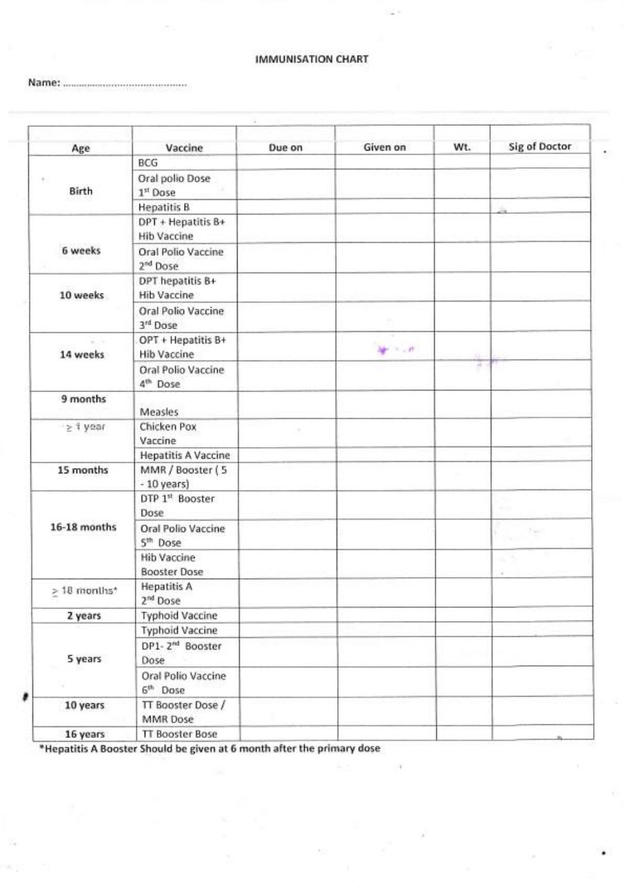# IMMUNISATION CHART

Name: ..........................................

| Age | Vaccine | Due on | Given on | Wt. | Sig of Doctor |
|---|---|---|---|---|---|
| Birth | BCG | | | | |
| | Oral polio Dose 1st Dose | | | | |
| | Hepatitis B | | | | |
| 6 weeks | DPT + Hepatitis B+ Hib Vaccine | | | | |
| | Oral Polio Vaccine 2nd Dose | | | | |
| 10 weeks | DPT hepatitis B+ Hib Vaccine | | | | |
| | Oral Polio Vaccine 3rd Dose | | | | |
| 14 weeks | OPT + Hepatitis B+ Hib Vaccine | | | | |
| | Oral Polio Vaccine 4th Dose | | | | |
| 9 months | Measles | | | | |
| ≥ 1 year | Chicken Pox Vaccine | | | | |
| | Hepatitis A Vaccine | | | | |
| 15 months | MMR / Booster ( 5 - 10 years) | | | | |
| 16-18 months | DTP 1st Booster Dose | | | | |
| | Oral Polio Vaccine 5th Dose | | | | |
| | Hib Vaccine Booster Dose | | | | |
| ≥ 18 months* | Hepatitis A 2nd Dose | | | | |
| 2 years | Typhoid Vaccine | | | | |
| 5 years | Typhoid Vaccine | | | | |
| | DP1- 2nd Booster Dose | | | | |
| | Oral Polio Vaccine 6th Dose | | | | |
| 10 years | TT Booster Dose / MMR Dose | | | | |
| 16 years | TT Booster Bose | | | | |

**\*Hepatitis A Booster Should be given at 6 month after the primary dose**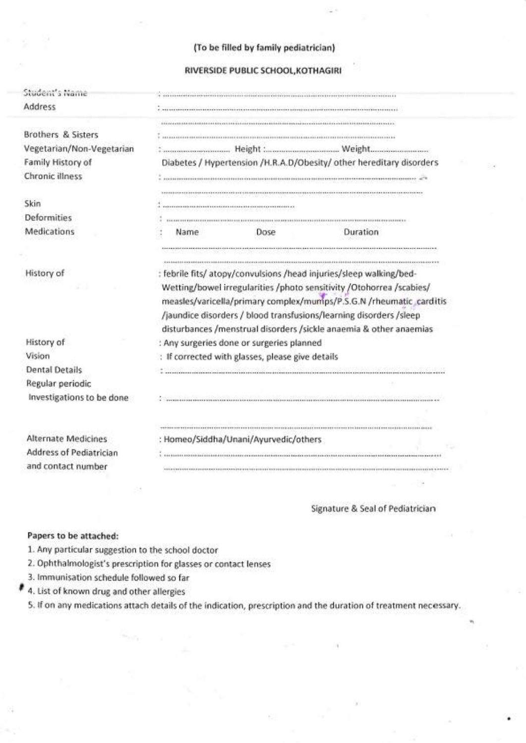(To be filled by family pediatrician)

**RIVERSIDE PUBLIC SCHOOL,KOTHAGIRI**

Student's Name : ..............................................................................

Address : ..............................................................................

..............................................................................

Brothers & Sisters : ..............................................................................

Vegetarian/Non-Vegetarian : .............................. Height :.............................. Weight..............................

Family History of Chronic illness : Diabetes / Hypertension /H.R.A.D/Obesity/ other hereditary disorders

: ..............................................................................

..............................................................................

Skin : ..............................................................................

Deformities : ..............................................................................

Medications : Name Dose Duration

..............................................................................

..............................................................................

History of : febrile fits/ atopy/convulsions /head injuries/sleep walking/bed-Wetting/bowel irregularities /photo sensitivity /Otohorrea /scabies/ measles/varicella/primary complex/mumps/P.S.G.N /rheumatic carditis /jaundice disorders / blood transfusions/learning disorders /sleep disturbances /menstrual disorders /sickle anaemia & other anaemias

History of : Any surgeries done or surgeries planned

Vision : If corrected with glasses, please give details

Dental Details : ..............................................................................

Regular periodic Investigations to be done : ..............................................................................

..............................................................................

Alternate Medicines : Homeo/Siddha/Unani/Ayurvedic/others

Address of Pediatrician and contact number : ..............................................................................

..............................................................................

Signature & Seal of Pediatrician

**Papers to be attached:**

1. Any particular suggestion to the school doctor
2. Ophthalmologist's prescription for glasses or contact lenses
3. Immunisation schedule followed so far
4. List of known drug and other allergies
5. If on any medications attach details of the indication, prescription and the duration of treatment necessary.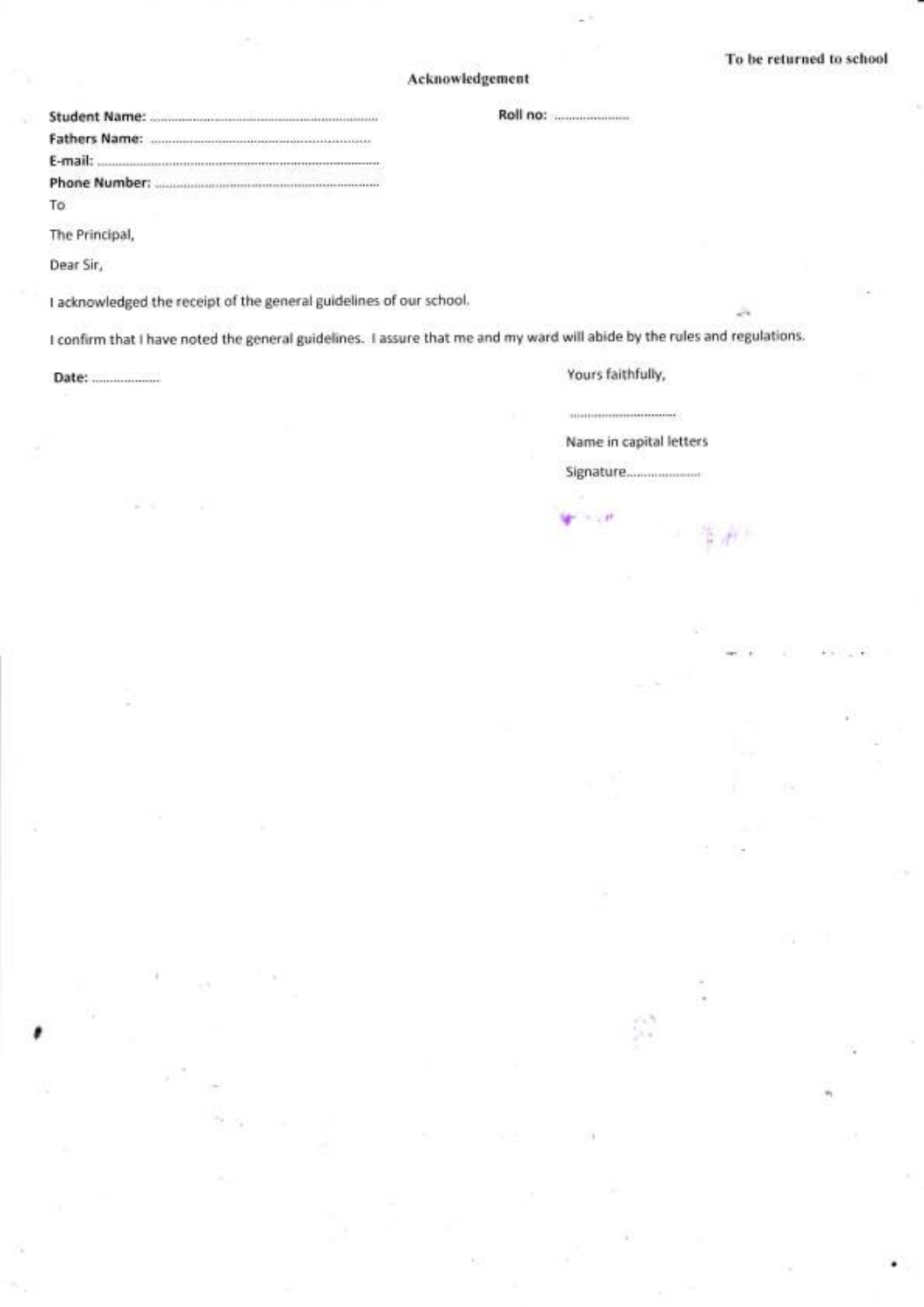To be returned to school

## Acknowledgement

**Student Name:** ........................................................................ **Roll no:** ......................

**Fathers Name:** ........................................................................

**E-mail:** ........................................................................

**Phone Number:** ........................................................................

To

The Principal,

Dear Sir,

I acknowledged the receipt of the general guidelines of our school.

I confirm that I have noted the general guidelines. I assure that me and my ward will abide by the rules and regulations.

**Date:** ......................

Yours faithfully,

..............................

Name in capital letters

Signature......................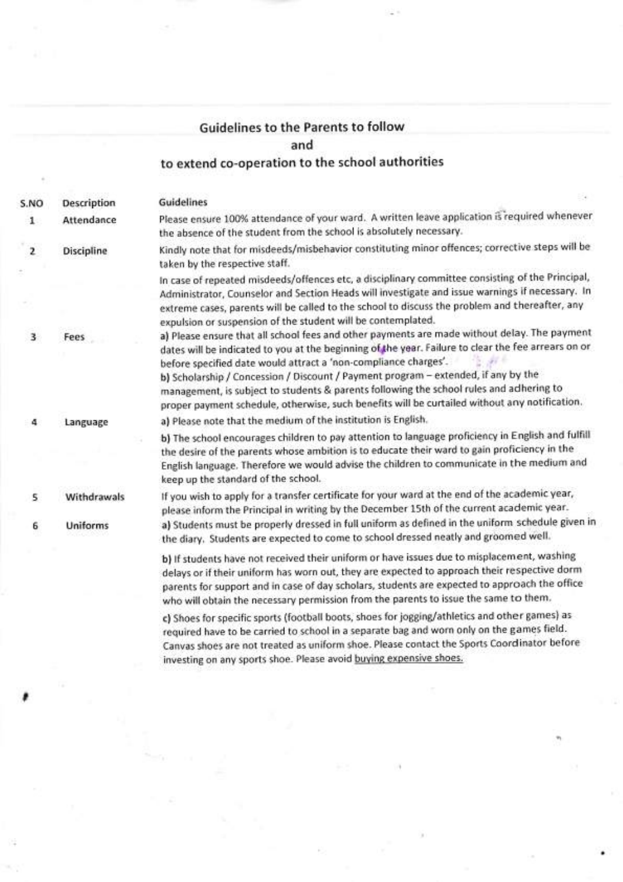## Guidelines to the Parents to follow
## and
## to extend co-operation to the school authorities

| S.NO | Description | Guidelines |
|---|---|---|
| 1 | Attendance | Please ensure 100% attendance of your ward. A written leave application is required whenever the absence of the student from the school is absolutely necessary. |
| 2 | Discipline | Kindly note that for misdeeds/misbehavior constituting minor offences; corrective steps will be taken by the respective staff.<br><br>In case of repeated misdeeds/offences etc, a disciplinary committee consisting of the Principal, Administrator, Counselor and Section Heads will investigate and issue warnings if necessary. In extreme cases, parents will be called to the school to discuss the problem and thereafter, any expulsion or suspension of the student will be contemplated. |
| 3 | Fees | a) Please ensure that all school fees and other payments are made without delay. The payment dates will be indicated to you at the beginning of the year. Failure to clear the fee arrears on or before specified date would attract a 'non-compliance charges'.<br><br>b) Scholarship / Concession / Discount / Payment program – extended, if any by the management, is subject to students & parents following the school rules and adhering to proper payment schedule, otherwise, such benefits will be curtailed without any notification. |
| 4 | Language | a) Please note that the medium of the institution is English.<br><br>b) The school encourages children to pay attention to language proficiency in English and fulfill the desire of the parents whose ambition is to educate their ward to gain proficiency in the English language. Therefore we would advise the children to communicate in the medium and keep up the standard of the school. |
| 5 | Withdrawals | If you wish to apply for a transfer certificate for your ward at the end of the academic year, please inform the Principal in writing by the December 15th of the current academic year. |
| 6 | Uniforms | a) Students must be properly dressed in full uniform as defined in the uniform schedule given in the diary. Students are expected to come to school dressed neatly and groomed well.<br><br>b) If students have not received their uniform or have issues due to misplacement, washing delays or if their uniform has worn out, they are expected to approach their respective dorm parents for support and in case of day scholars, students are expected to approach the office who will obtain the necessary permission from the parents to issue the same to them.<br><br>c) Shoes for specific sports (football boots, shoes for jogging/athletics and other games) as required have to be carried to school in a separate bag and worn only on the games field. Canvas shoes are not treated as uniform shoe. Please contact the Sports Coordinator before investing on any sports shoe. Please avoid <u>buying expensive shoes.</u> |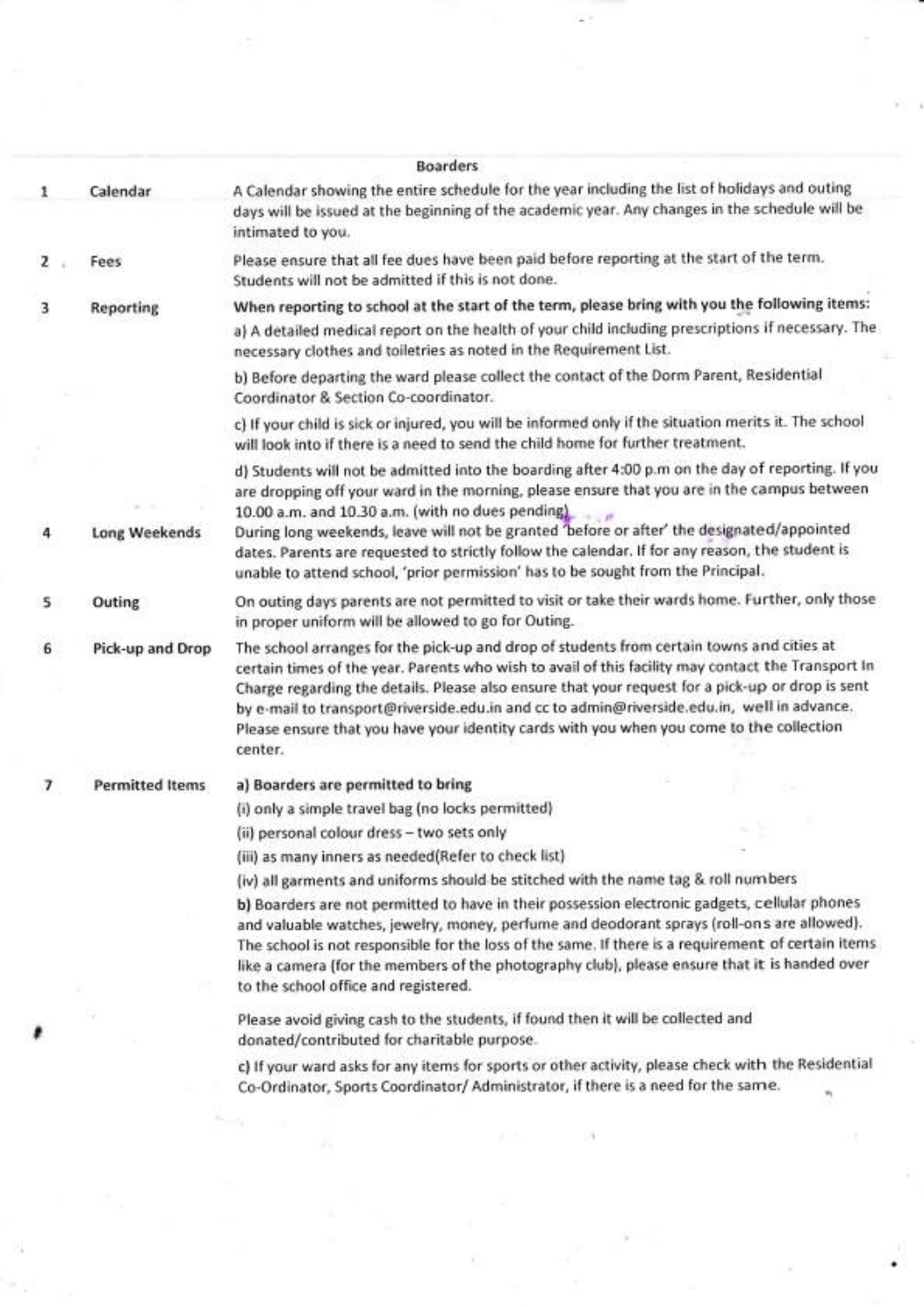## Boarders

| | | |
|---|---|---|
| 1 | Calendar | A Calendar showing the entire schedule for the year including the list of holidays and outing days will be issued at the beginning of the academic year. Any changes in the schedule will be intimated to you. |
| 2 | Fees | Please ensure that all fee dues have been paid before reporting at the start of the term. Students will not be admitted if this is not done. |
| 3 | Reporting | **When reporting to school at the start of the term, please bring with you the following items:**<br>a) A detailed medical report on the health of your child including prescriptions if necessary. The necessary clothes and toiletries as noted in the Requirement List.<br>b) Before departing the ward please collect the contact of the Dorm Parent, Residential Coordinator & Section Co-coordinator.<br>c) If your child is sick or injured, you will be informed only if the situation merits it. The school will look into if there is a need to send the child home for further treatment.<br>d) Students will not be admitted into the boarding after 4:00 p.m on the day of reporting. If you are dropping off your ward in the morning, please ensure that you are in the campus between 10.00 a.m. and 10.30 a.m. (with no dues pending) |
| 4 | Long Weekends | During long weekends, leave will not be granted 'before or after' the designated/appointed dates. Parents are requested to strictly follow the calendar. If for any reason, the student is unable to attend school, 'prior permission' has to be sought from the Principal. |
| 5 | Outing | On outing days parents are not permitted to visit or take their wards home. Further, only those in proper uniform will be allowed to go for Outing. |
| 6 | Pick-up and Drop | The school arranges for the pick-up and drop of students from certain towns and cities at certain times of the year. Parents who wish to avail of this facility may contact the Transport In Charge regarding the details. Please also ensure that your request for a pick-up or drop is sent by e-mail to transport@riverside.edu.in and cc to admin@riverside.edu.in, well in advance. Please ensure that you have your identity cards with you when you come to the collection center. |
| 7 | Permitted Items | **a) Boarders are permitted to bring**<br>(i) only a simple travel bag (no locks permitted)<br>(ii) personal colour dress – two sets only<br>(iii) as many inners as needed(Refer to check list)<br>(iv) all garments and uniforms should be stitched with the name tag & roll numbers<br>**b)** Boarders are not permitted to have in their possession electronic gadgets, cellular phones and valuable watches, jewelry, money, perfume and deodorant sprays (roll-ons are allowed). The school is not responsible for the loss of the same. If there is a requirement of certain items like a camera (for the members of the photography club), please ensure that it is handed over to the school office and registered.<br>Please avoid giving cash to the students, if found then it will be collected and donated/contributed for charitable purpose.<br>c) If your ward asks for any items for sports or other activity, please check with the Residential Co-Ordinator, Sports Coordinator/ Administrator, if there is a need for the same. |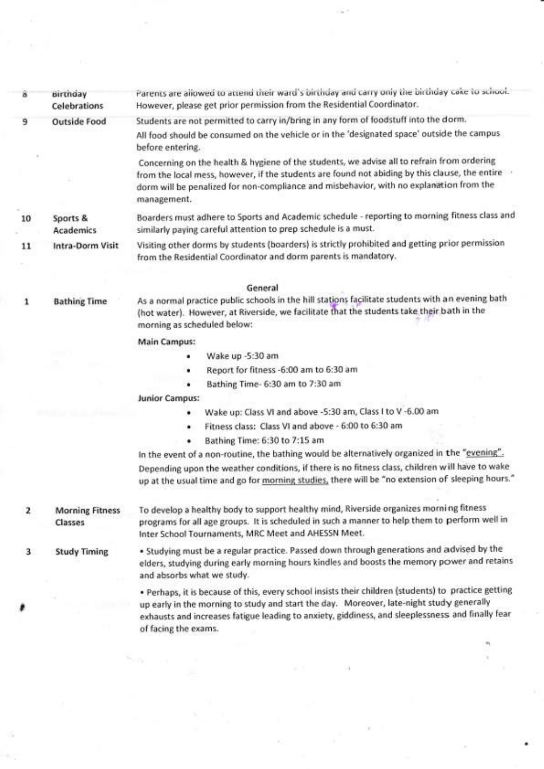| | | |
|---|---|---|
| 8 | Birthday Celebrations | Parents are allowed to attend their ward's birthday and carry only the birthday cake to school. However, please get prior permission from the Residential Coordinator. |
| 9 | Outside Food | Students are not permitted to carry in/bring in any form of foodstuff into the dorm.<br>All food should be consumed on the vehicle or in the 'designated space' outside the campus before entering.<br>Concerning on the health & hygiene of the students, we advise all to refrain from ordering from the local mess, however, if the students are found not abiding by this clause, the entire dorm will be penalized for non-compliance and misbehavior, with no explanation from the management. |
| 10 | Sports & Academics | Boarders must adhere to Sports and Academic schedule - reporting to morning fitness class and similarly paying careful attention to prep schedule is a must. |
| 11 | Intra-Dorm Visit | Visiting other dorms by students (boarders) is strictly prohibited and getting prior permission from the Residential Coordinator and dorm parents is mandatory. |

## General

| | | |
|---|---|---|
| 1 | Bathing Time | As a normal practice public schools in the hill stations facilitate students with an evening bath (hot water). However, at Riverside, we facilitate that the students take their bath in the morning as scheduled below:<br>**Main Campus:**<br>• Wake up -5:30 am<br>• Report for fitness -6:00 am to 6:30 am<br>• Bathing Time- 6:30 am to 7:30 am<br>**Junior Campus:**<br>• Wake up: Class VI and above -5:30 am, Class I to V -6.00 am<br>• Fitness class: Class VI and above - 6:00 to 6:30 am<br>• Bathing Time: 6:30 to 7:15 am<br>In the event of a non-routine, the bathing would be alternatively organized in the "evening".<br>Depending upon the weather conditions, if there is no fitness class, children will have to wake up at the usual time and go for morning studies, there will be "no extension of sleeping hours." |
| 2 | Morning Fitness Classes | To develop a healthy body to support healthy mind, Riverside organizes morning fitness programs for all age groups. It is scheduled in such a manner to help them to perform well in Inter School Tournaments, MRC Meet and AHESSN Meet. |
| 3 | Study Timing | • Studying must be a regular practice. Passed down through generations and advised by the elders, studying during early morning hours kindles and boosts the memory power and retains and absorbs what we study.<br>• Perhaps, it is because of this, every school insists their children (students) to practice getting up early in the morning to study and start the day. Moreover, late-night study generally exhausts and increases fatigue leading to anxiety, giddiness, and sleeplessness and finally fear of facing the exams. |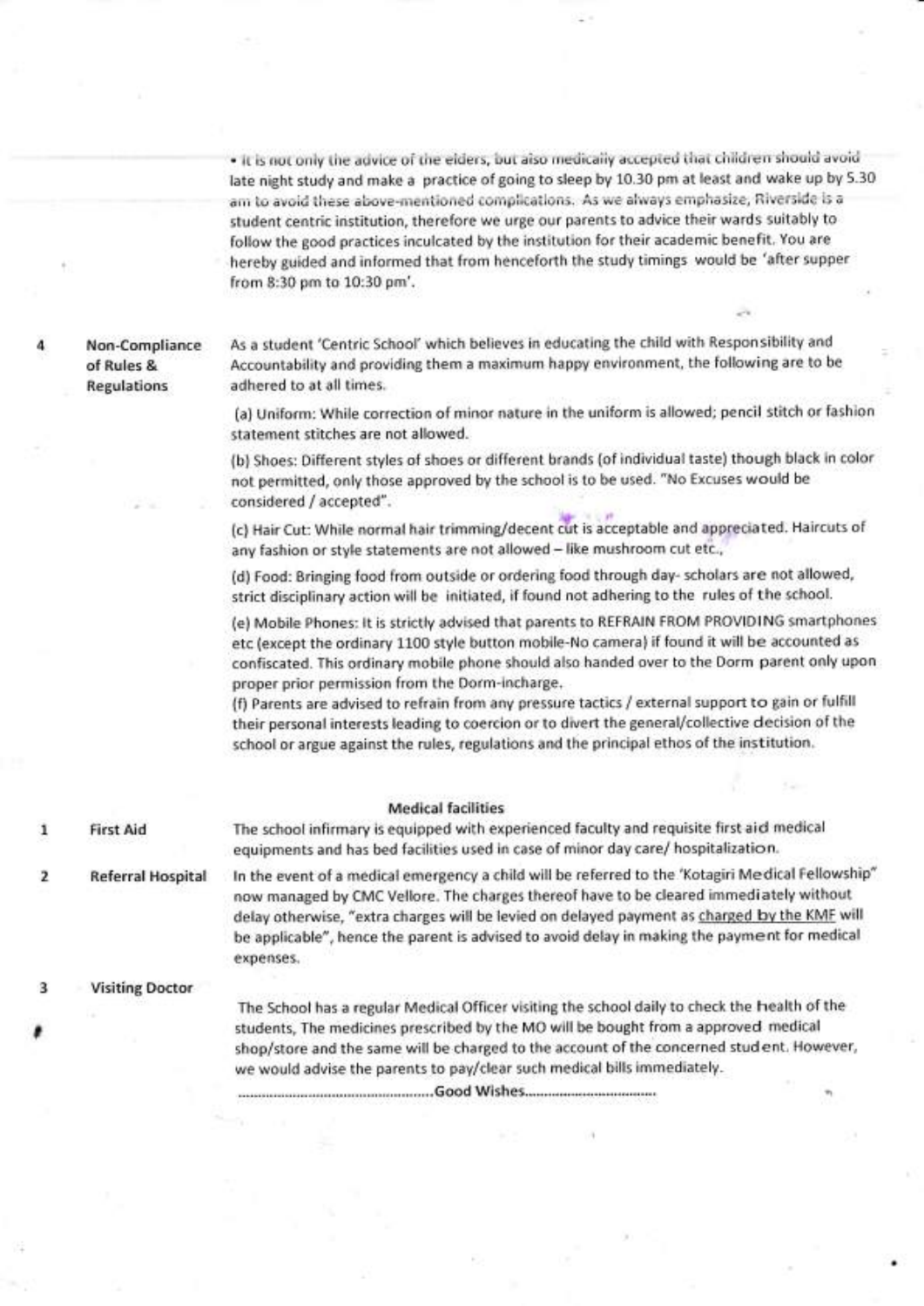• It is not only the advice of the elders, but also medically accepted that children should avoid late night study and make a practice of going to sleep by 10.30 pm at least and wake up by 5.30 am to avoid these above-mentioned complications. As we always emphasize, Riverside is a student centric institution, therefore we urge our parents to advice their wards suitably to follow the good practices inculcated by the institution for their academic benefit. You are hereby guided and informed that from henceforth the study timings would be 'after supper from 8:30 pm to 10:30 pm'.

| | | |
|---|---|---|
| 4 | Non-Compliance of Rules & Regulations | As a student 'Centric School' which believes in educating the child with Responsibility and Accountability and providing them a maximum happy environment, the following are to be adhered to at all times. |

(a) Uniform: While correction of minor nature in the uniform is allowed; pencil stitch or fashion statement stitches are not allowed.

(b) Shoes: Different styles of shoes or different brands (of individual taste) though black in color not permitted, only those approved by the school is to be used. "No Excuses would be considered / accepted".

(c) Hair Cut: While normal hair trimming/decent cut is acceptable and appreciated. Haircuts of any fashion or style statements are not allowed – like mushroom cut etc.,

(d) Food: Bringing food from outside or ordering food through day- scholars are not allowed, strict disciplinary action will be initiated, if found not adhering to the rules of the school.

(e) Mobile Phones: It is strictly advised that parents to REFRAIN FROM PROVIDING smartphones etc (except the ordinary 1100 style button mobile-No camera) if found it will be accounted as confiscated. This ordinary mobile phone should also handed over to the Dorm parent only upon proper prior permission from the Dorm-incharge.

(f) Parents are advised to refrain from any pressure tactics / external support to gain or fulfill their personal interests leading to coercion or to divert the general/collective decision of the school or argue against the rules, regulations and the principal ethos of the institution.

## Medical facilities

| | | |
|---|---|---|
| 1 | First Aid | The school infirmary is equipped with experienced faculty and requisite first aid medical equipments and has bed facilities used in case of minor day care/ hospitalization. |
| 2 | Referral Hospital | In the event of a medical emergency a child will be referred to the 'Kotagiri Medical Fellowship" now managed by CMC Vellore. The charges thereof have to be cleared immediately without delay otherwise, "extra charges will be levied on delayed payment as charged by the KMF will be applicable", hence the parent is advised to avoid delay in making the payment for medical expenses. |
| 3 | Visiting Doctor | The School has a regular Medical Officer visiting the school daily to check the health of the students, The medicines prescribed by the MO will be bought from a approved medical shop/store and the same will be charged to the account of the concerned student. However, we would advise the parents to pay/clear such medical bills immediately. |

……………………………………………Good Wishes……………………………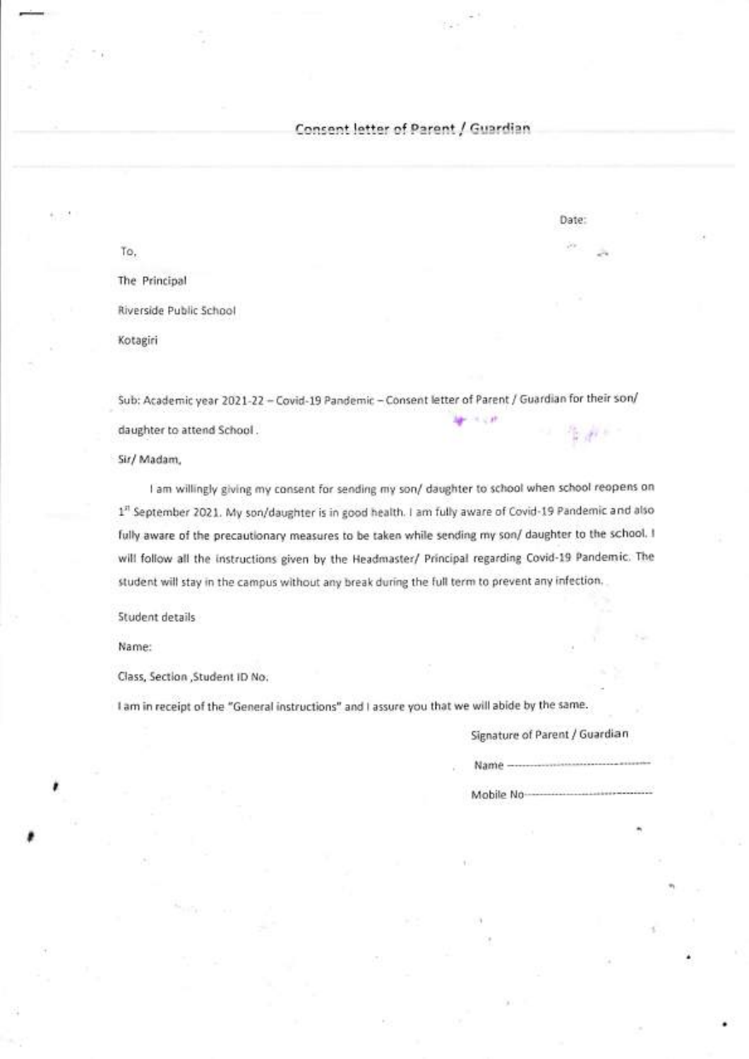## Consent letter of Parent / Guardian

Date:

To,

The Principal

Riverside Public School

Kotagiri

Sub: Academic year 2021-22 – Covid-19 Pandemic – Consent letter of Parent / Guardian for their son/ daughter to attend School.

Sir/ Madam,

I am willingly giving my consent for sending my son/ daughter to school when school reopens on 1st September 2021. My son/daughter is in good health. I am fully aware of Covid-19 Pandemic and also fully aware of the precautionary measures to be taken while sending my son/ daughter to the school. I will follow all the instructions given by the Headmaster/ Principal regarding Covid-19 Pandemic. The student will stay in the campus without any break during the full term to prevent any infection.

Student details

Name:

Class, Section ,Student ID No.

I am in receipt of the "General instructions" and I assure you that we will abide by the same.

Signature of Parent / Guardian

Name ----------------------------------

Mobile No---------------------------------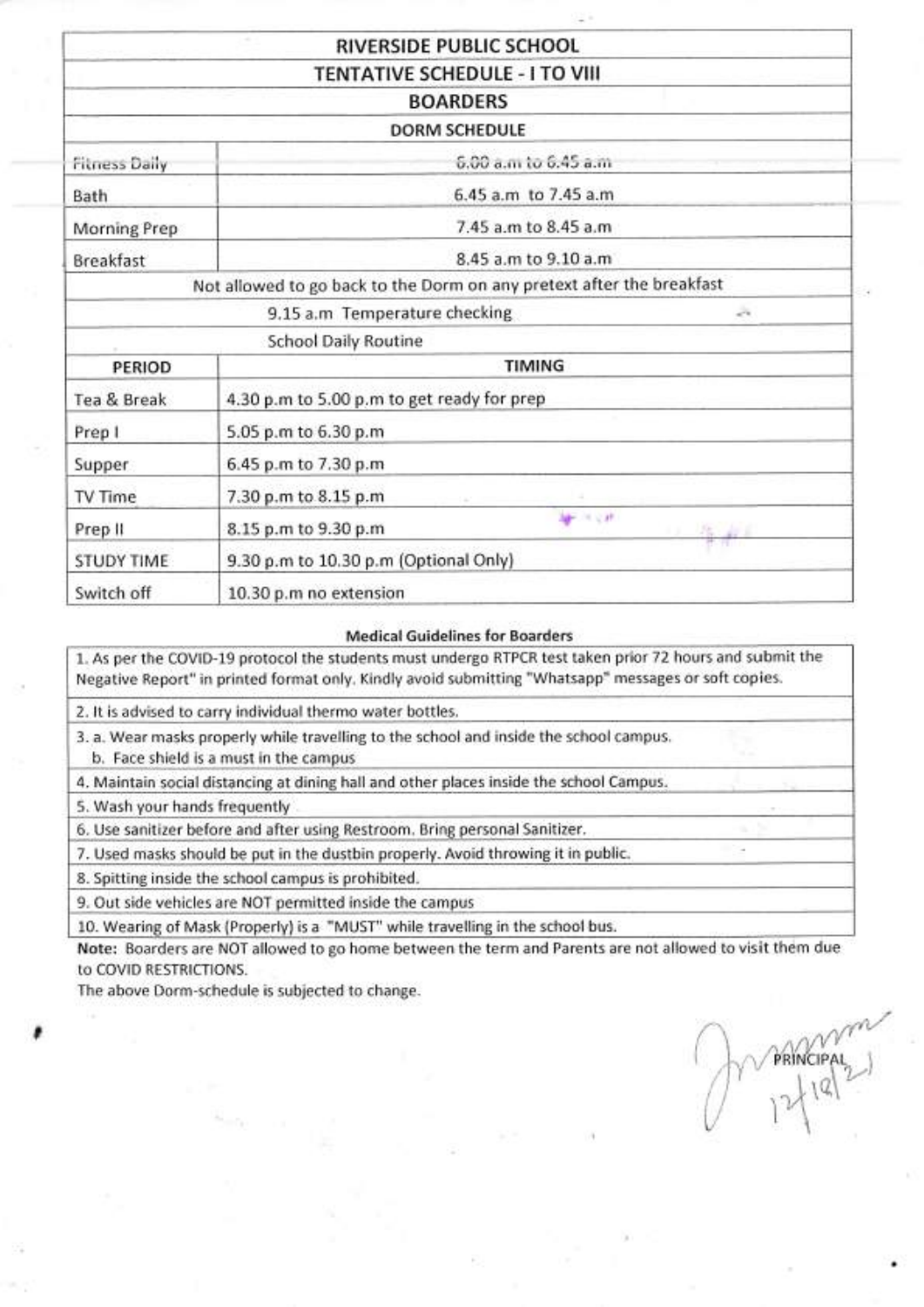| RIVERSIDE PUBLIC SCHOOL | |
|---|---|
| TENTATIVE SCHEDULE - I TO VIII | |
| BOARDERS | |
| DORM SCHEDULE | |
| Fitness Daily | 6.00 a.m to 6.45 a.m |
| Bath | 6.45 a.m to 7.45 a.m |
| Morning Prep | 7.45 a.m to 8.45 a.m |
| Breakfast | 8.45 a.m to 9.10 a.m |
| Not allowed to go back to the Dorm on any pretext after the breakfast | |
| 9.15 a.m Temperature checking | |
| School Daily Routine | |
| **PERIOD** | **TIMING** |
| Tea & Break | 4.30 p.m to 5.00 p.m to get ready for prep |
| Prep I | 5.05 p.m to 6.30 p.m |
| Supper | 6.45 p.m to 7.30 p.m |
| TV Time | 7.30 p.m to 8.15 p.m |
| Prep II | 8.15 p.m to 9.30 p.m |
| STUDY TIME | 9.30 p.m to 10.30 p.m (Optional Only) |
| Switch off | 10.30 p.m no extension |

**Medical Guidelines for Boarders**

| |
|---|
| 1. As per the COVID-19 protocol the students must undergo RTPCR test taken prior 72 hours and submit the Negative Report" in printed format only. Kindly avoid submitting "Whatsapp" messages or soft copies. |
| 2. It is advised to carry individual thermo water bottles. |
| 3. a. Wear masks properly while travelling to the school and inside the school campus. b. Face shield is a must in the campus |
| 4. Maintain social distancing at dining hall and other places inside the school Campus. |
| 5. Wash your hands frequently |
| 6. Use sanitizer before and after using Restroom. Bring personal Sanitizer. |
| 7. Used masks should be put in the dustbin properly. Avoid throwing it in public. |
| 8. Spitting inside the school campus is prohibited. |
| 9. Out side vehicles are NOT permitted inside the campus |
| 10. Wearing of Mask (Properly) is a "MUST" while travelling in the school bus. |

**Note:** Boarders are NOT allowed to go home between the term and Parents are not allowed to visit them due to COVID RESTRICTIONS.

The above Dorm-schedule is subjected to change.

PRINCIPAL
12/10/21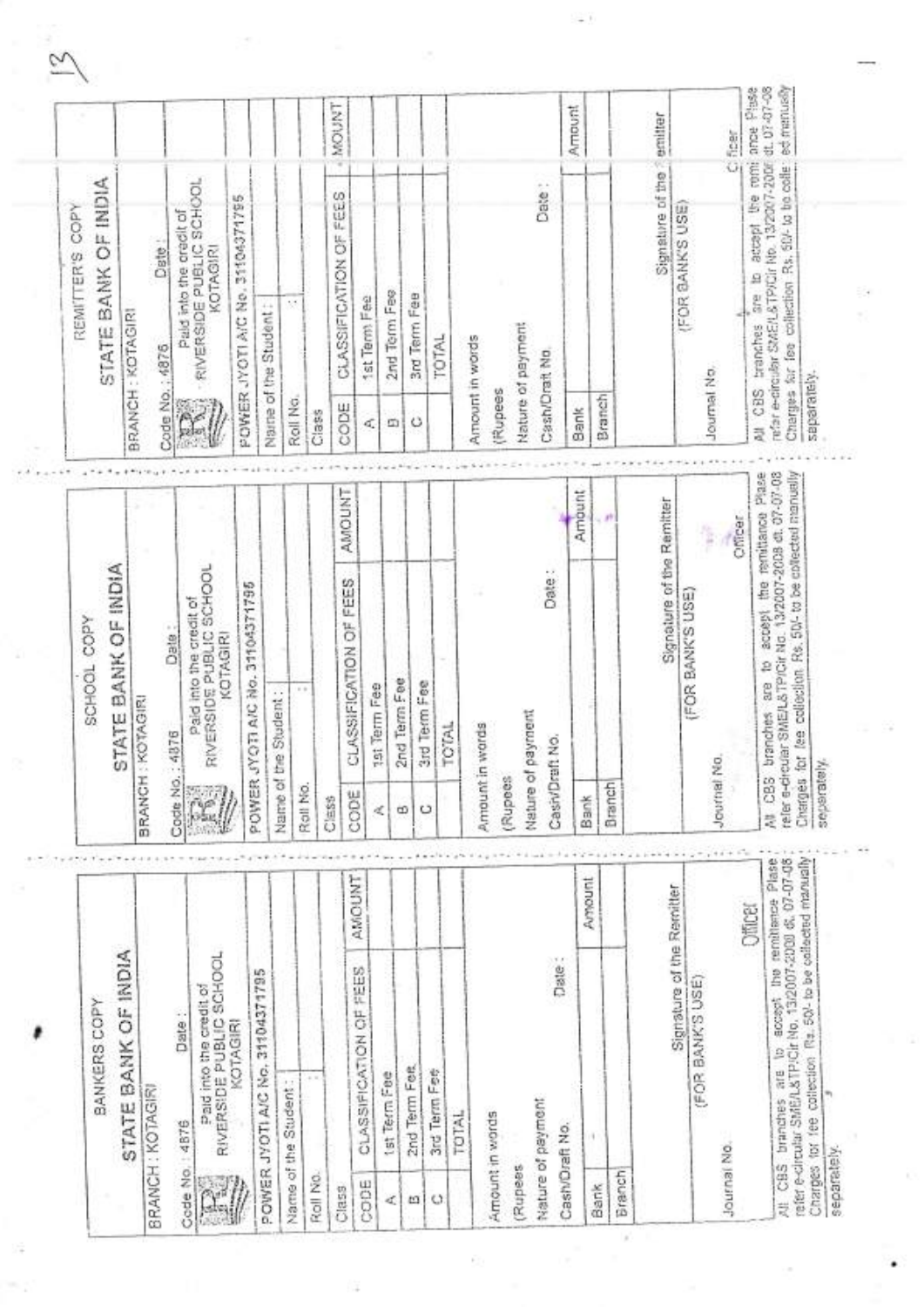## BANKERS COPY

### STATE BANK OF INDIA

BRANCH : KOTAGIRI

Code No.: 4876 Date :

Paid into the credit of RIVERSIDE PUBLIC SCHOOL KOTAGIRI

POWER JYOTI A/C No. 31104371795

Name of the Student :

Roll No.

Class

| CODE | CLASSIFICATION OF FEES | AMOUNT |
|---|---|---|
| A | 1st Term Fee | |
| B | 2nd Term Fee | |
| C | 3rd Term Fee | |
| | TOTAL | |

Amount in words

(Rupees

Nature of payment

Cash/Draft No. Date :

| | | Amount |
|---|---|---|
| Bank | | |
| Branch | | |

Signature of the Remitter

(FOR BANK'S USE)

Journal No.

Officer

All CBS branches are to accept the remittance Plase refer e-circular SME/L&TP/Cir No. 13/2007-2008 dt. 07-07-08 Charges for fee collection Rs. 50/- to be collected manually separately.

## SCHOOL COPY

### STATE BANK OF INDIA

BRANCH : KOTAGIRI

Code No.: 4876 Date :

Paid into the credit of RIVERSIDE PUBLIC SCHOOL KOTAGIRI

POWER JYOTI A/C No. 31104371795

Name of the Student :

Roll No.

Class

| CODE | CLASSIFICATION OF FEES | AMOUNT |
|---|---|---|
| A | 1st Term Fee | |
| B | 2nd Term Fee | |
| C | 3rd Term Fee | |
| | TOTAL | |

Amount in words

(Rupees

Nature of payment

Cash/Draft No. Date :

| | | Amount |
|---|---|---|
| Bank | | |
| Branch | | |

Signature of the Remitter

(FOR BANK'S USE)

Journal No.

Officer

All CBS branches are to accept the remittance Plase refer e-circular SME/L&TP/Cir No. 13/2007-2008 dt. 07-07-08 Charges for fee collection Rs. 50/- to be collected manually seperately.

## REMITTER'S COPY

### STATE BANK OF INDIA

BRANCH : KOTAGIRI

Code No.: 4876 Date :

Paid into the credit of RIVERSIDE PUBLIC SCHOOL KOTAGIRI

POWER JYOTI A/C No. 31104371795

Name of the Student :

Roll No.

Class

| CODE | CLASSIFICATION OF FEES | AMOUNT |
|---|---|---|
| A | 1st Term Fee | |
| B | 2nd Term Fee | |
| C | 3rd Term Fee | |
| | TOTAL | |

Amount in words

(Rupees

Nature of payment

Cash/Draft No. Date :

| | | Amount |
|---|---|---|
| Bank | | |
| Branch | | |

Signature of the Remitter

(FOR BANK'S USE)

Journal No.

Officer

All CBS branches are to accept the remittance Plase refer e-circular SME/L&TP/Cir No. 13/2007-2008 dt. 07-07-08 Charges for fee collection Rs. 50/- to be collected manually separately.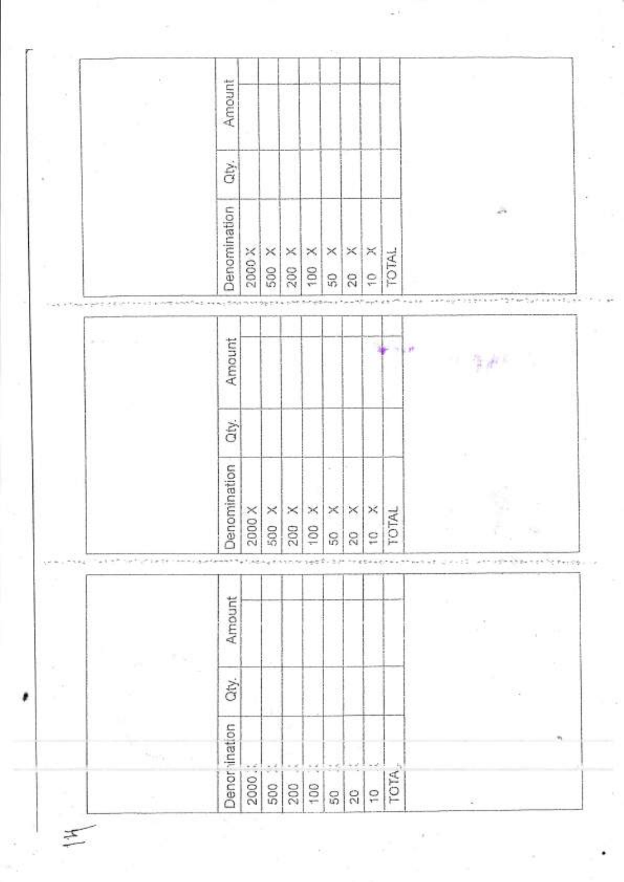| Denomination | Qty. | Amount |
|---|---|---|
| 2000 X | | |
| 500 X | | |
| 200 X | | |
| 100 X | | |
| 50 X | | |
| 20 X | | |
| 10 X | | |
| TOTAL | | |

| Denomination | Qty. | Amount |
|---|---|---|
| 2000 X | | |
| 500 X | | |
| 200 X | | |
| 100 X | | |
| 50 X | | |
| 20 X | | |
| 10 X | | |
| TOTAL | | |

| Denomination | Qty. | Amount |
|---|---|---|
| 2000 X | | |
| 500 X | | |
| 200 X | | |
| 100 X | | |
| 50 X | | |
| 20 X | | |
| 10 X | | |
| TOTAL | | |